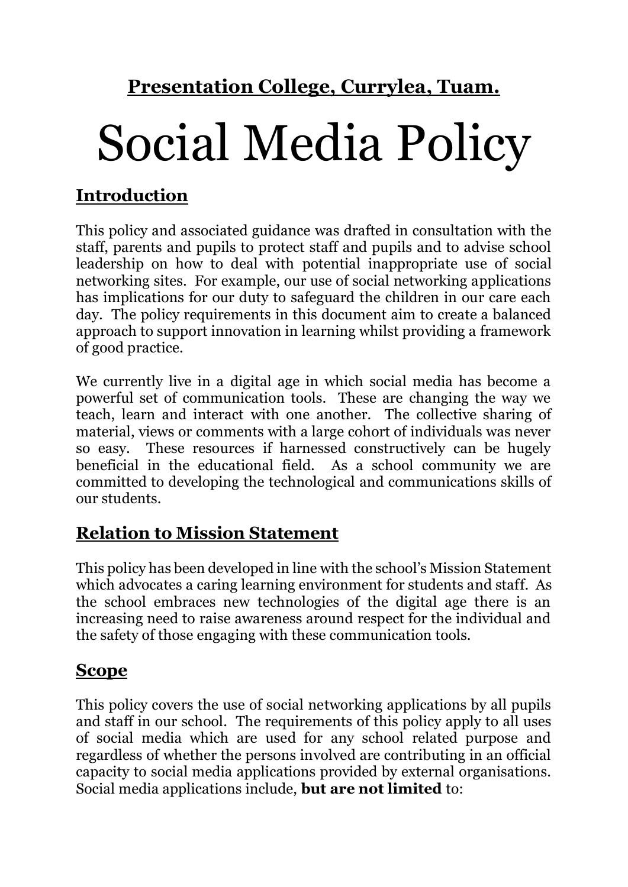**Presentation College, Currylea, Tuam.**

# Social Media Policy

## Introduction

This policy and associated guidance was drafted in consultation with the staff, parents and pupils to protect staff and pupils and to advise school leadership on how to deal with potential inappropriate use of social networking sites. For example, our use of social networking applications has implications for our duty to safeguard the children in our care each day. The policy requirements in this document aim to create a balanced approach to support innovation in learning whilst providing a framework of good practice.

We currently live in a digital age in which social media has become a powerful set of communication tools. These are changing the way we teach, learn and interact with one another. The collective sharing of material, views or comments with a large cohort of individuals was never so easy. These resources if harnessed constructively can be hugely beneficial in the educational field. As a school community we are committed to developing the technological and communications skills of our students.

## Relation to Mission Statement

This policy has been developed in line with the school's Mission Statement which advocates a caring learning environment for students and staff. As the school embraces new technologies of the digital age there is an increasing need to raise awareness around respect for the individual and the safety of those engaging with these communication tools.

## Scope

This policy covers the use of social networking applications by all pupils and staff in our school. The requirements of this policy apply to all uses of social media which are used for any school related purpose and regardless of whether the persons involved are contributing in an official capacity to social media applications provided by external organisations. Social media applications include, **but are not limited** to: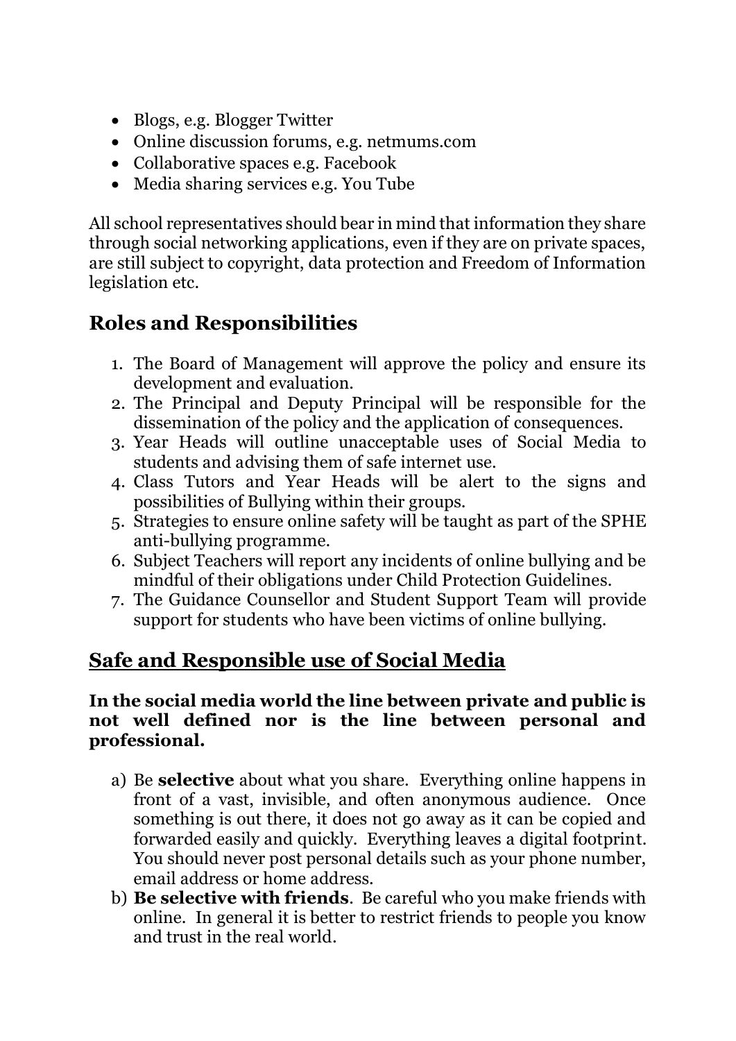- Blogs, e.g. Blogger Twitter
- Online discussion forums, e.g. netmums.com
- Collaborative spaces e.g. Facebook
- Media sharing services e.g. You Tube

All school representatives should bear in mind that information they share through social networking applications, even if they are on private spaces, are still subject to copyright, data protection and Freedom of Information legislation etc.

## Roles and Responsibilities

1. The Board of Management will approve the policy and ensure its development and evaluation.
2. The Principal and Deputy Principal will be responsible for the dissemination of the policy and the application of consequences.
3. Year Heads will outline unacceptable uses of Social Media to students and advising them of safe internet use.
4. Class Tutors and Year Heads will be alert to the signs and possibilities of Bullying within their groups.
5. Strategies to ensure online safety will be taught as part of the SPHE anti-bullying programme.
6. Subject Teachers will report any incidents of online bullying and be mindful of their obligations under Child Protection Guidelines.
7. The Guidance Counsellor and Student Support Team will provide support for students who have been victims of online bullying.

## Safe and Responsible use of Social Media

**In the social media world the line between private and public is not well defined nor is the line between personal and professional.**

a) Be **selective** about what you share. Everything online happens in front of a vast, invisible, and often anonymous audience. Once something is out there, it does not go away as it can be copied and forwarded easily and quickly. Everything leaves a digital footprint. You should never post personal details such as your phone number, email address or home address.

b) **Be selective with friends**. Be careful who you make friends with online. In general it is better to restrict friends to people you know and trust in the real world.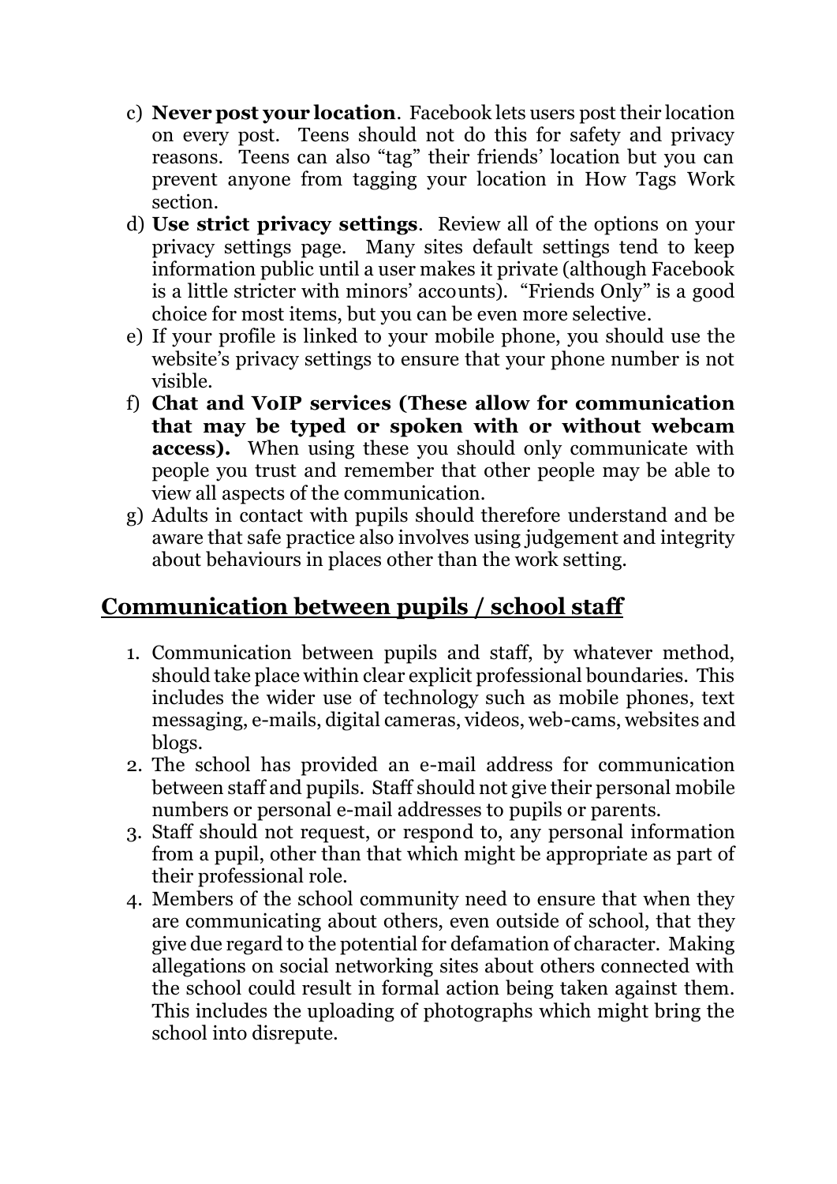c) **Never post your location**. Facebook lets users post their location on every post. Teens should not do this for safety and privacy reasons. Teens can also "tag" their friends' location but you can prevent anyone from tagging your location in How Tags Work section.
d) **Use strict privacy settings**. Review all of the options on your privacy settings page. Many sites default settings tend to keep information public until a user makes it private (although Facebook is a little stricter with minors' accounts). "Friends Only" is a good choice for most items, but you can be even more selective.
e) If your profile is linked to your mobile phone, you should use the website's privacy settings to ensure that your phone number is not visible.
f) **Chat and VoIP services (These allow for communication that may be typed or spoken with or without webcam access).** When using these you should only communicate with people you trust and remember that other people may be able to view all aspects of the communication.
g) Adults in contact with pupils should therefore understand and be aware that safe practice also involves using judgement and integrity about behaviours in places other than the work setting.

## Communication between pupils / school staff

1. Communication between pupils and staff, by whatever method, should take place within clear explicit professional boundaries. This includes the wider use of technology such as mobile phones, text messaging, e-mails, digital cameras, videos, web-cams, websites and blogs.
2. The school has provided an e-mail address for communication between staff and pupils. Staff should not give their personal mobile numbers or personal e-mail addresses to pupils or parents.
3. Staff should not request, or respond to, any personal information from a pupil, other than that which might be appropriate as part of their professional role.
4. Members of the school community need to ensure that when they are communicating about others, even outside of school, that they give due regard to the potential for defamation of character. Making allegations on social networking sites about others connected with the school could result in formal action being taken against them. This includes the uploading of photographs which might bring the school into disrepute.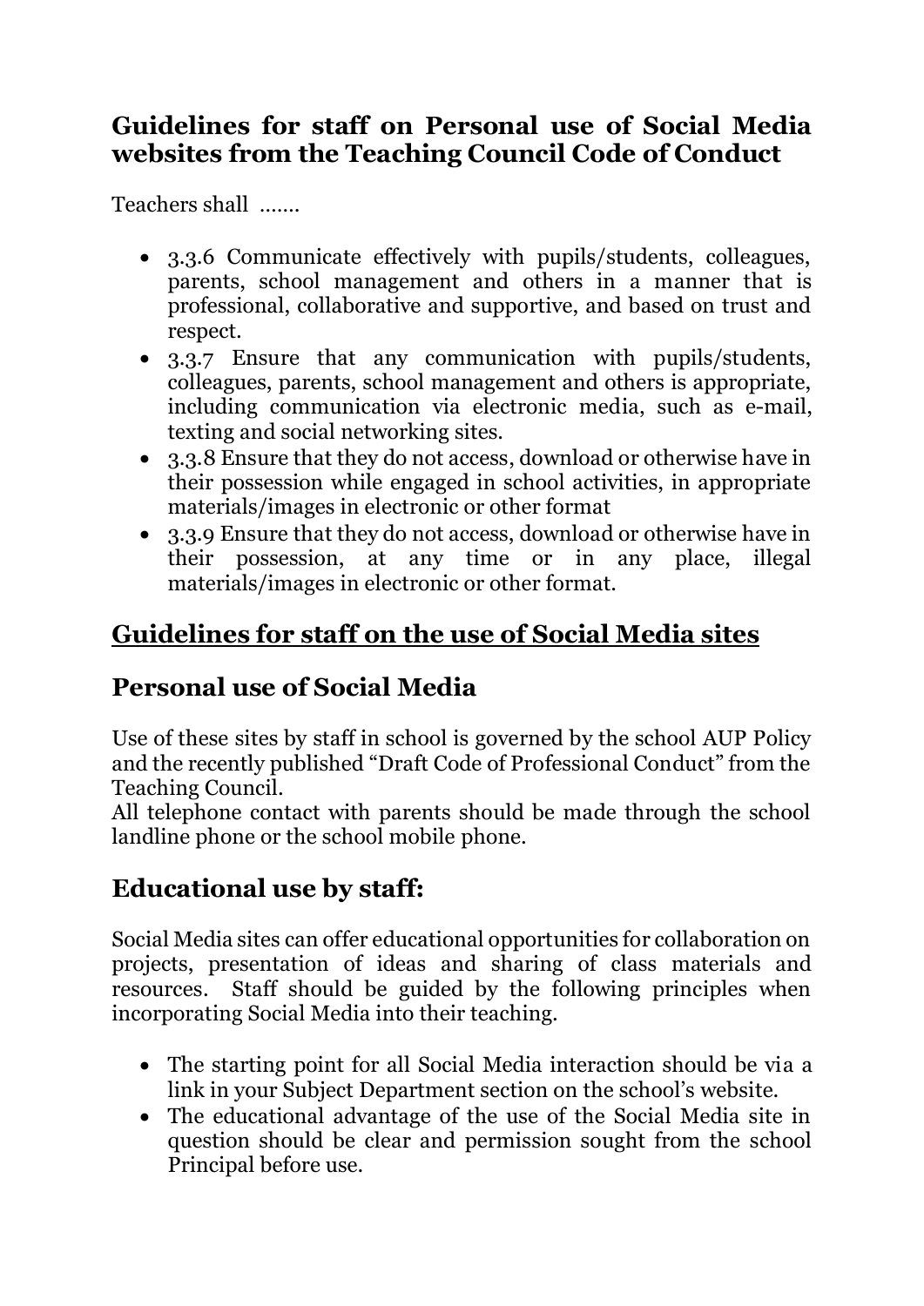## Guidelines for staff on Personal use of Social Media websites from the Teaching Council Code of Conduct

Teachers shall …….

- 3.3.6 Communicate effectively with pupils/students, colleagues, parents, school management and others in a manner that is professional, collaborative and supportive, and based on trust and respect.
- 3.3.7 Ensure that any communication with pupils/students, colleagues, parents, school management and others is appropriate, including communication via electronic media, such as e-mail, texting and social networking sites.
- 3.3.8 Ensure that they do not access, download or otherwise have in their possession while engaged in school activities, in appropriate materials/images in electronic or other format
- 3.3.9 Ensure that they do not access, download or otherwise have in their possession, at any time or in any place, illegal materials/images in electronic or other format.

## Guidelines for staff on the use of Social Media sites

## Personal use of Social Media

Use of these sites by staff in school is governed by the school AUP Policy and the recently published "Draft Code of Professional Conduct" from the Teaching Council.
All telephone contact with parents should be made through the school landline phone or the school mobile phone.

## Educational use by staff:

Social Media sites can offer educational opportunities for collaboration on projects, presentation of ideas and sharing of class materials and resources. Staff should be guided by the following principles when incorporating Social Media into their teaching.

- The starting point for all Social Media interaction should be via a link in your Subject Department section on the school's website.
- The educational advantage of the use of the Social Media site in question should be clear and permission sought from the school Principal before use.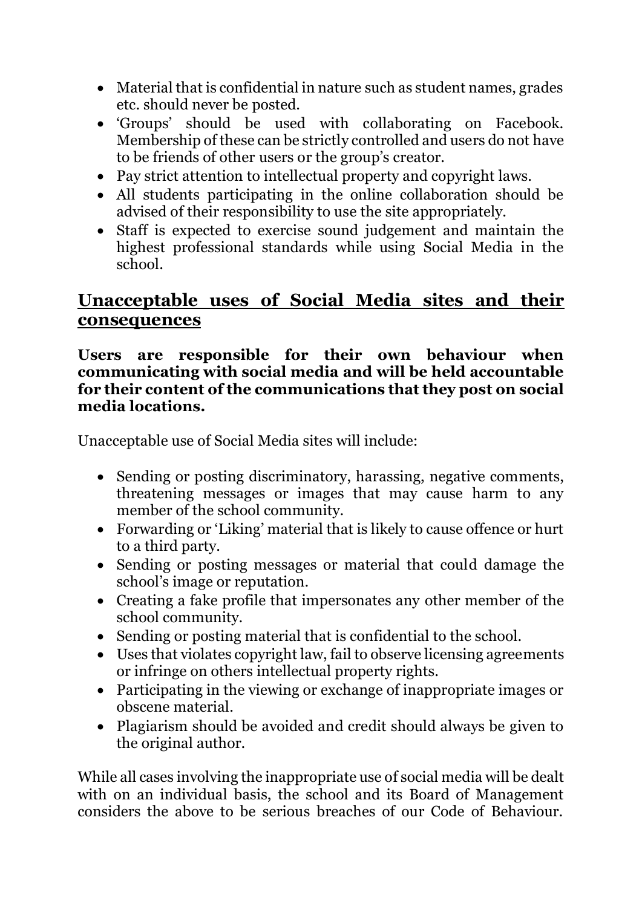- Material that is confidential in nature such as student names, grades etc. should never be posted.
- 'Groups' should be used with collaborating on Facebook. Membership of these can be strictly controlled and users do not have to be friends of other users or the group's creator.
- Pay strict attention to intellectual property and copyright laws.
- All students participating in the online collaboration should be advised of their responsibility to use the site appropriately.
- Staff is expected to exercise sound judgement and maintain the highest professional standards while using Social Media in the school.

## Unacceptable uses of Social Media sites and their consequences

**Users are responsible for their own behaviour when communicating with social media and will be held accountable for their content of the communications that they post on social media locations.**

Unacceptable use of Social Media sites will include:

- Sending or posting discriminatory, harassing, negative comments, threatening messages or images that may cause harm to any member of the school community.
- Forwarding or 'Liking' material that is likely to cause offence or hurt to a third party.
- Sending or posting messages or material that could damage the school's image or reputation.
- Creating a fake profile that impersonates any other member of the school community.
- Sending or posting material that is confidential to the school.
- Uses that violates copyright law, fail to observe licensing agreements or infringe on others intellectual property rights.
- Participating in the viewing or exchange of inappropriate images or obscene material.
- Plagiarism should be avoided and credit should always be given to the original author.

While all cases involving the inappropriate use of social media will be dealt with on an individual basis, the school and its Board of Management considers the above to be serious breaches of our Code of Behaviour.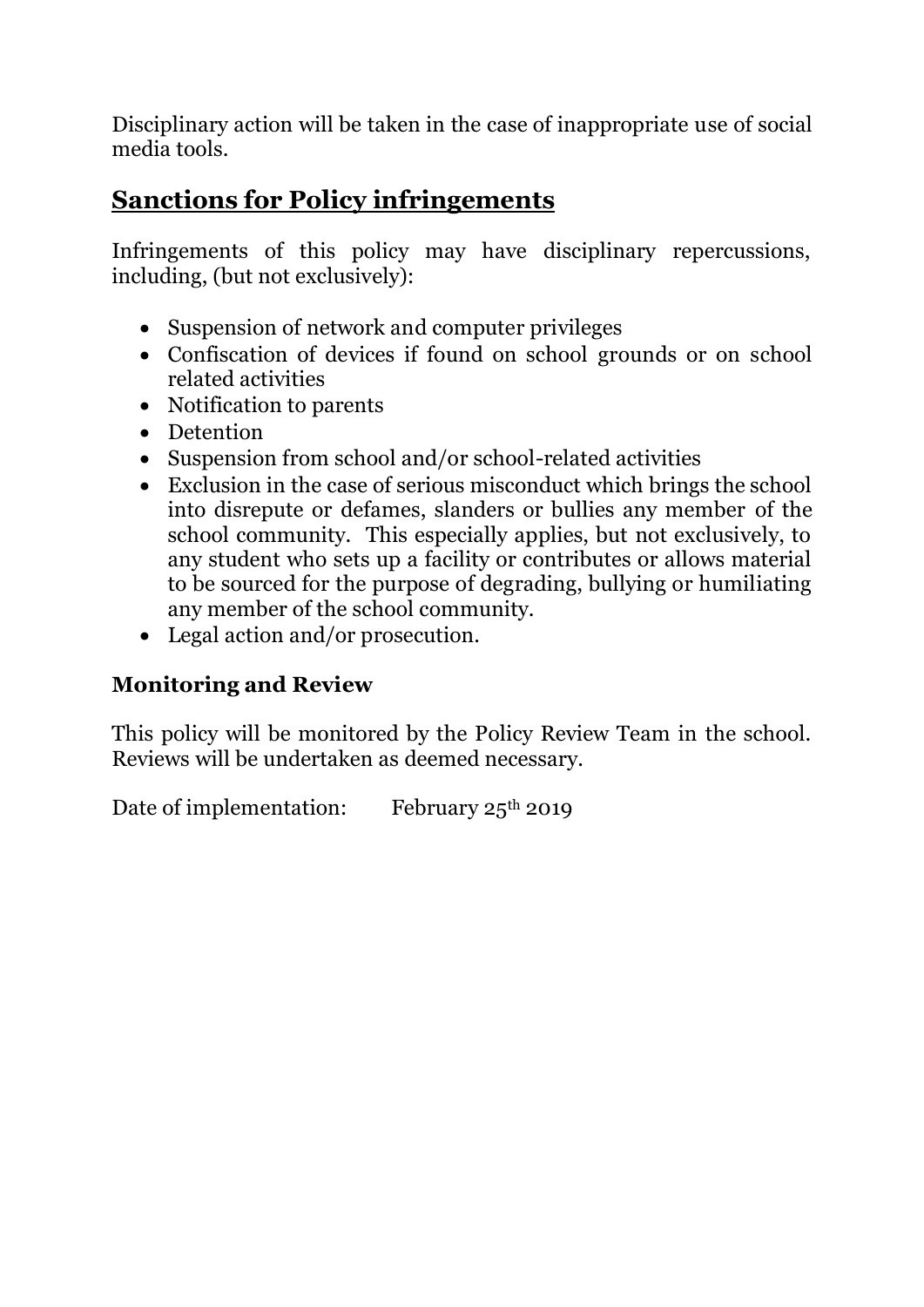Disciplinary action will be taken in the case of inappropriate use of social media tools.

## Sanctions for Policy infringements

Infringements of this policy may have disciplinary repercussions, including, (but not exclusively):

- Suspension of network and computer privileges
- Confiscation of devices if found on school grounds or on school related activities
- Notification to parents
- Detention
- Suspension from school and/or school-related activities
- Exclusion in the case of serious misconduct which brings the school into disrepute or defames, slanders or bullies any member of the school community. This especially applies, but not exclusively, to any student who sets up a facility or contributes or allows material to be sourced for the purpose of degrading, bullying or humiliating any member of the school community.
- Legal action and/or prosecution.

### Monitoring and Review

This policy will be monitored by the Policy Review Team in the school. Reviews will be undertaken as deemed necessary.

Date of implementation: February 25th 2019